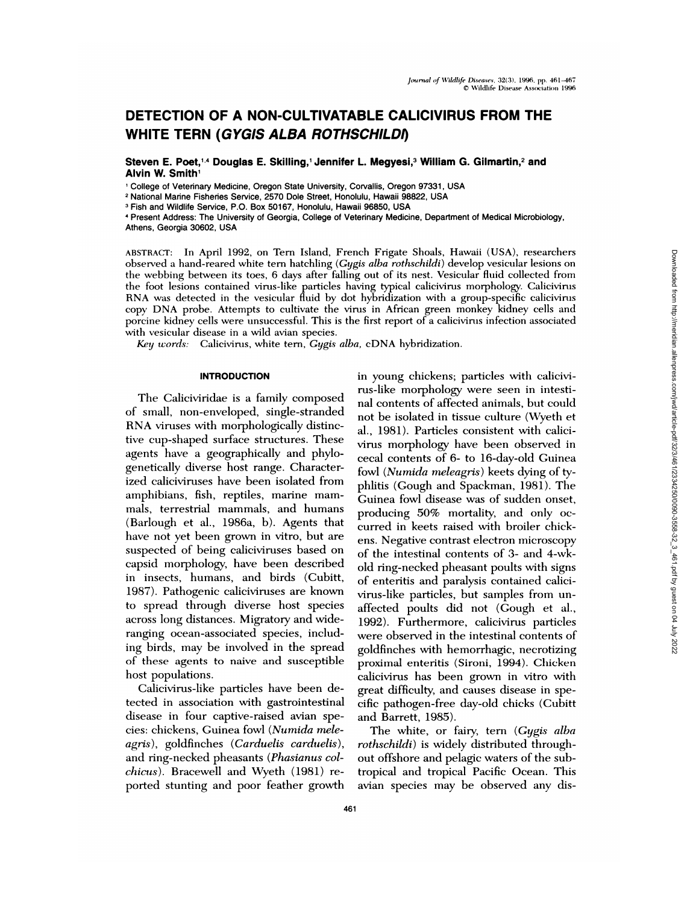# DETECTION OF A NON-CULTIVATABLE CALICIVIRUS FROM THE WHITE TERN (*GYGIS ALBA ROTHSCHILDI*)

**Steven E. Poet,[1,4] Douglas E. Skilling,[1] Jennifer L. Megyesi,[3] William G. Gilmartin,[2] and Alvin W. Smith[1]**

[1] College of Veterinary Medicine, Oregon State University, Corvallis, Oregon 97331, USA
[2] National Marine Fisheries Service, 2570 Dole Street, Honolulu, Hawaii 98822, USA
[3] Fish and Wildlife Service, P.O. Box 50167, Honolulu, Hawaii 96850, USA
[4] Present Address: The University of Georgia, College of Veterinary Medicine, Department of Medical Microbiology, Athens, Georgia 30602, USA

ABSTRACT: In April 1992, on Tern Island, French Frigate Shoals, Hawaii (USA), researchers observed a hand-reared white tern hatchling (*Gygis alba rothschildi*) develop vesicular lesions on the webbing between its toes, 6 days after falling out of its nest. Vesicular fluid collected from the foot lesions contained virus-like particles having typical calicivirus morphology. Calicivirus RNA was detected in the vesicular fluid by dot hybridization with a group-specific calicivirus copy DNA probe. Attempts to cultivate the virus in African green monkey kidney cells and porcine kidney cells were unsuccessful. This is the first report of a calicivirus infection associated with vesicular disease in a wild avian species.

*Key words:* Calicivirus, white tern, *Gygis alba*, cDNA hybridization.

## INTRODUCTION

The Caliciviridae is a family composed of small, non-enveloped, single-stranded RNA viruses with morphologically distinctive cup-shaped surface structures. These agents have a geographically and phylogenetically diverse host range. Characterized caliciviruses have been isolated from amphibians, fish, reptiles, marine mammals, terrestrial mammals, and humans (Barlough et al., 1986a, b). Agents that have not yet been grown in vitro, but are suspected of being caliciviruses based on capsid morphology, have been described in insects, humans, and birds (Cubitt, 1987). Pathogenic caliciviruses are known to spread through diverse host species across long distances. Migratory and wide-ranging ocean-associated species, including birds, may be involved in the spread of these agents to naive and susceptible host populations.

Calicivirus-like particles have been detected in association with gastrointestinal disease in four captive-raised avian species: chickens, Guinea fowl (*Numida meleagris*), goldfinches (*Carduelis carduelis*), and ring-necked pheasants (*Phasianus colchicus*). Bracewell and Wyeth (1981) reported stunting and poor feather growth in young chickens; particles with calicivirus-like morphology were seen in intestinal contents of affected animals, but could not be isolated in tissue culture (Wyeth et al., 1981). Particles consistent with calicivirus morphology have been observed in cecal contents of 6- to 16-day-old Guinea fowl (*Numida meleagris*) keets dying of typhlitis (Gough and Spackman, 1981). The Guinea fowl disease was of sudden onset, producing 50% mortality, and only occurred in keets raised with broiler chickens. Negative contrast electron microscopy of the intestinal contents of 3- and 4-wk-old ring-necked pheasant poults with signs of enteritis and paralysis contained calicivirus-like particles, but samples from unaffected poults did not (Gough et al., 1992). Furthermore, calicivirus particles were observed in the intestinal contents of goldfinches with hemorrhagic, necrotizing proximal enteritis (Sironi, 1994). Chicken calicivirus has been grown in vitro with great difficulty, and causes disease in specific pathogen-free day-old chicks (Cubitt and Barrett, 1985).

The white, or fairy, tern (*Gygis alba rothschildi*) is widely distributed throughout offshore and pelagic waters of the subtropical and tropical Pacific Ocean. This avian species may be observed any dis-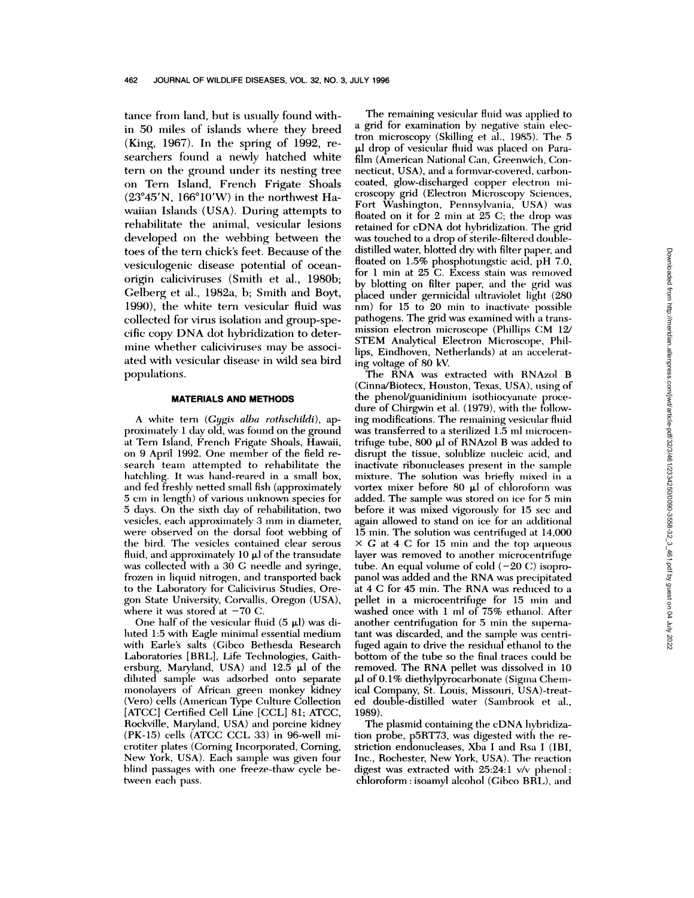tance from land, but is usually found within 50 miles of islands where they breed (King, 1967). In the spring of 1992, researchers found a newly hatched white tern on the ground under its nesting tree on Tern Island, French Frigate Shoals (23°45′N, 166°10′W) in the northwest Hawaiian Islands (USA). During attempts to rehabilitate the animal, vesicular lesions developed on the webbing between the toes of the tern chick's feet. Because of the vesiculogenic disease potential of ocean-origin caliciviruses (Smith et al., 1980b; Gelberg et al., 1982a, b; Smith and Boyt, 1990), the white tern vesicular fluid was collected for virus isolation and group-specific copy DNA dot hybridization to determine whether caliciviruses may be associated with vesicular disease in wild sea bird populations.

## MATERIALS AND METHODS

A white tern (*Gygis alba rothschildi*), approximately 1 day old, was found on the ground at Tern Island, French Frigate Shoals, Hawaii, on 9 April 1992. One member of the field research team attempted to rehabilitate the hatchling. It was hand-reared in a small box, and fed freshly netted small fish (approximately 5 cm in length) of various unknown species for 5 days. On the sixth day of rehabilitation, two vesicles, each approximately 3 mm in diameter, were observed on the dorsal foot webbing of the bird. The vesicles contained clear serous fluid, and approximately 10 μl of the transudate was collected with a 30 G needle and syringe, frozen in liquid nitrogen, and transported back to the Laboratory for Calicivirus Studies, Oregon State University, Corvallis, Oregon (USA), where it was stored at −70 C.

One half of the vesicular fluid (5 μl) was diluted 1:5 with Eagle minimal essential medium with Earle's salts (Gibco Bethesda Research Laboratories [BRL], Life Technologies, Gaithersburg, Maryland, USA) and 12.5 μl of the diluted sample was adsorbed onto separate monolayers of African green monkey kidney (Vero) cells (American Type Culture Collection [ATCC] Certified Cell Line [CCL] 81; ATCC, Rockville, Maryland, USA) and porcine kidney (PK-15) cells (ATCC CCL 33) in 96-well microtiter plates (Corning Incorporated, Corning, New York, USA). Each sample was given four blind passages with one freeze-thaw cycle between each pass.

The remaining vesicular fluid was applied to a grid for examination by negative stain electron microscopy (Skilling et al., 1985). The 5 μl drop of vesicular fluid was placed on Parafilm (American National Can, Greenwich, Connecticut, USA), and a formvar-covered, carbon-coated, glow-discharged copper electron microscopy grid (Electron Microscopy Sciences, Fort Washington, Pennsylvania, USA) was floated on it for 2 min at 25 C; the drop was retained for cDNA dot hybridization. The grid was touched to a drop of sterile-filtered double-distilled water, blotted dry with filter paper, and floated on 1.5% phosphotungstic acid, pH 7.0, for 1 min at 25 C. Excess stain was removed by blotting on filter paper, and the grid was placed under germicidal ultraviolet light (280 nm) for 15 to 20 min to inactivate possible pathogens. The grid was examined with a transmission electron microscope (Phillips CM 12/STEM Analytical Electron Microscope, Phillips, Eindhoven, Netherlands) at an accelerating voltage of 80 kV.

The RNA was extracted with RNAzol B (Cinna/Biotecx, Houston, Texas, USA), using of the phenol/guanidinium isothiocyanate procedure of Chirgwin et al. (1979), with the following modifications. The remaining vesicular fluid was transferred to a sterilized 1.5 ml microcentrifuge tube, 800 μl of RNAzol B was added to disrupt the tissue, solublize nucleic acid, and inactivate ribonucleases present in the sample mixture. The solution was briefly mixed in a vortex mixer before 80 μl of chloroform was added. The sample was stored on ice for 5 min before it was mixed vigorously for 15 sec and again allowed to stand on ice for an additional 15 min. The solution was centrifuged at 14,000 × G at 4 C for 15 min and the top aqueous layer was removed to another microcentrifuge tube. An equal volume of cold (−20 C) isopropanol was added and the RNA was precipitated at 4 C for 45 min. The RNA was reduced to a pellet in a microcentrifuge for 15 min and washed once with 1 ml of 75% ethanol. After another centrifugation for 5 min the supernatant was discarded, and the sample was centrifuged again to drive the residual ethanol to the bottom of the tube so the final traces could be removed. The RNA pellet was dissolved in 10 μl of 0.1% diethylpyrocarbonate (Sigma Chemical Company, St. Louis, Missouri, USA)-treated double-distilled water (Sambrook et al., 1989).

The plasmid containing the cDNA hybridization probe, p5RT73, was digested with the restriction endonucleases, Xba I and Rsa I (IBI, Inc., Rochester, New York, USA). The reaction digest was extracted with 25:24:1 v/v phenol : chloroform : isoamyl alcohol (Gibco BRL), and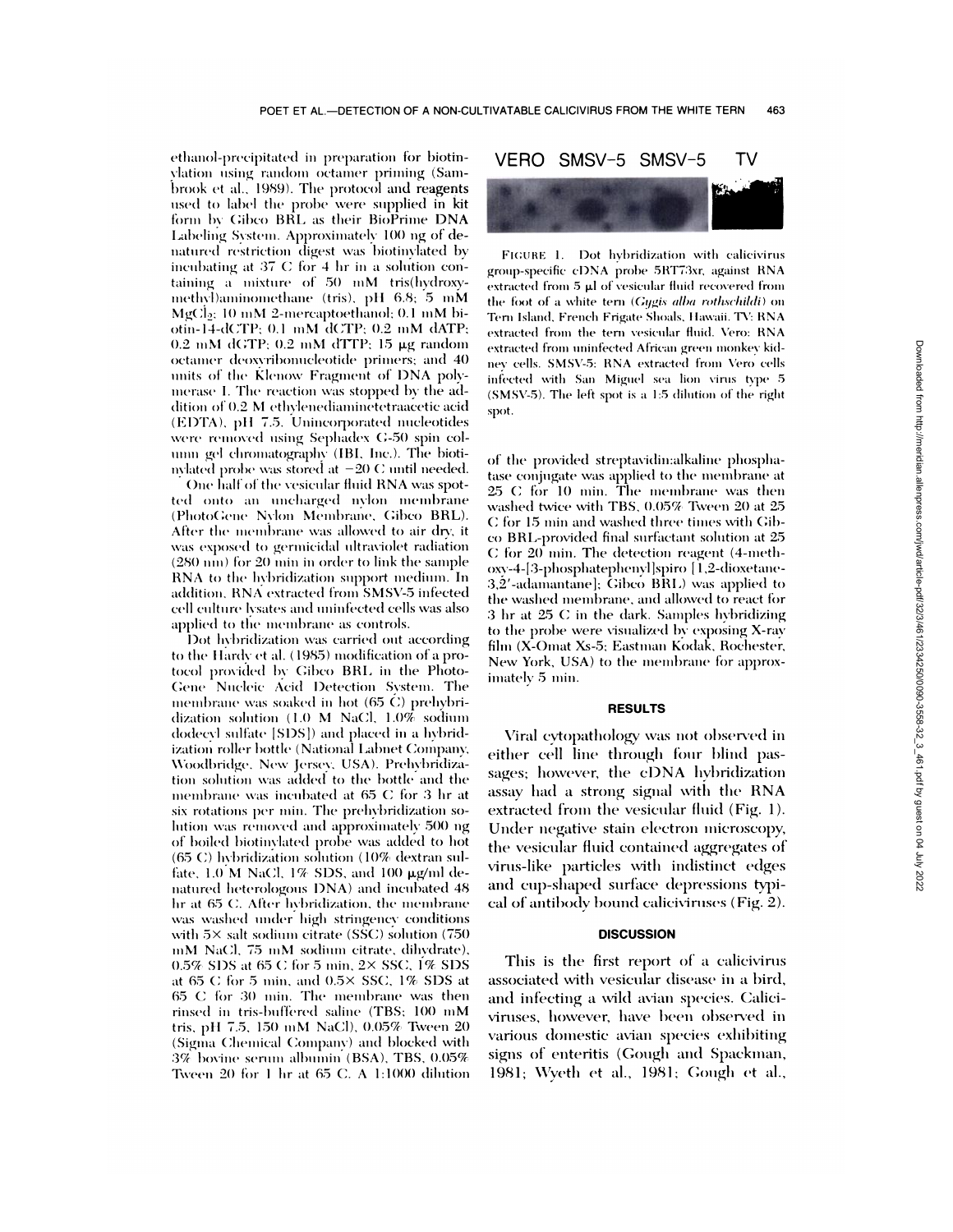ethanol-precipitated in preparation for biotinylation using random octamer priming (Sambrook et al., 1989). The protocol and reagents used to label the probe were supplied in kit form by Gibco BRL as their BioPrime DNA Labeling System. Approximately 100 ng of denatured restriction digest was biotinylated by incubating at 37 C for 4 hr in a solution containing a mixture of 50 mM tris(hydroxymethyl)aminomethane (tris), pH 6.8; 5 mM $MgCl_2$; 10 mM 2-mercaptoethanol; 0.1 mM biotin-14-dCTP; 0.1 mM dCTP; 0.2 mM dATP; 0.2 mM dGTP; 0.2 mM dTTP; 15 μg random octamer deoxyribonucleotide primers; and 40 units of the Klenow Fragment of DNA polymerase I. The reaction was stopped by the addition of 0.2 M ethylenediaminetetraacetic acid (EDTA), pH 7.5. Unincorporated nucleotides were removed using Sephadex G-50 spin column gel chromatography (IBI, Inc.). The biotinylated probe was stored at −20 C until needed.

One half of the vesicular fluid RNA was spotted onto an uncharged nylon membrane (PhotoGene Nylon Membrane, Gibco BRL). After the membrane was allowed to air dry, it was exposed to germicidal ultraviolet radiation (280 nm) for 20 min in order to link the sample RNA to the hybridization support medium. In addition, RNA extracted from SMSV-5 infected cell culture lysates and uninfected cells was also applied to the membrane as controls.

Dot hybridization was carried out according to the Hardy et al. (1985) modification of a protocol provided by Gibco BRL in the PhotoGene Nucleic Acid Detection System. The membrane was soaked in hot (65 C) prehybridization solution (1.0 M NaCl, 1.0% sodium dodecyl sulfate [SDS]) and placed in a hybridization roller bottle (National Labnet Company, Woodbridge, New Jersey, USA). Prehybridization solution was added to the bottle and the membrane was incubated at 65 C for 3 hr at six rotations per min. The prehybridization solution was removed and approximately 500 ng of boiled biotinylated probe was added to hot (65 C) hybridization solution (10% dextran sulfate, 1.0 M NaCl, 1% SDS, and 100 μg/ml denatured heterologous DNA) and incubated 48 hr at 65 C. After hybridization, the membrane was washed under high stringency conditions with 5× salt sodium citrate (SSC) solution (750 mM NaCl, 75 mM sodium citrate, dihydrate), 0.5% SDS at 65 C for 5 min, 2× SSC, 1% SDS at 65 C for 5 min, and 0.5× SSC, 1% SDS at 65 C for 30 min. The membrane was then rinsed in tris-buffered saline (TBS; 100 mM tris, pH 7.5, 150 mM NaCl), 0.05% Tween 20 (Sigma Chemical Company) and blocked with 3% bovine serum albumin (BSA), TBS, 0.05% Tween 20 for 1 hr at 65 C. A 1:1000 dilution of the provided streptavidin:alkaline phosphatase conjugate was applied to the membrane at 25 C for 10 min. The membrane was then washed twice with TBS, 0.05% Tween 20 at 25 C for 15 min and washed three times with Gibco BRL-provided final surfactant solution at 25 C for 20 min. The detection reagent (4-methoxy-4-[3-phosphatephenyl]spiro [1,2-dioxetane-3,2′-adamantane]; Gibco BRL) was applied to the washed membrane, and allowed to react for 3 hr at 25 C in the dark. Samples hybridizing to the probe were visualized by exposing X-ray film (X-Omat Xs-5; Eastman Kodak, Rochester, New York, USA) to the membrane for approximately 5 min.

VERO SMSV-5 SMSV-5 TV

FIGURE 1. Dot hybridization with calicivirus group-specific cDNA probe 5RT73xr, against RNA extracted from 5 μl of vesicular fluid recovered from the foot of a white tern (*Gygis alba rothschildi*) on Tern Island, French Frigate Shoals, Hawaii. TV: RNA extracted from the tern vesicular fluid. Vero: RNA extracted from uninfected African green monkey kidney cells. SMSV-5: RNA extracted from Vero cells infected with San Miguel sea lion virus type 5 (SMSV-5). The left spot is a 1:5 dilution of the right spot.

## RESULTS

Viral cytopathology was not observed in either cell line through four blind passages; however, the cDNA hybridization assay had a strong signal with the RNA extracted from the vesicular fluid (Fig. 1). Under negative stain electron microscopy, the vesicular fluid contained aggregates of virus-like particles with indistinct edges and cup-shaped surface depressions typical of antibody bound caliciviruses (Fig. 2).

## DISCUSSION

This is the first report of a calicivirus associated with vesicular disease in a bird, and infecting a wild avian species. Caliciviruses, however, have been observed in various domestic avian species exhibiting signs of enteritis (Gough and Spackman, 1981; Wyeth et al., 1981; Gough et al.,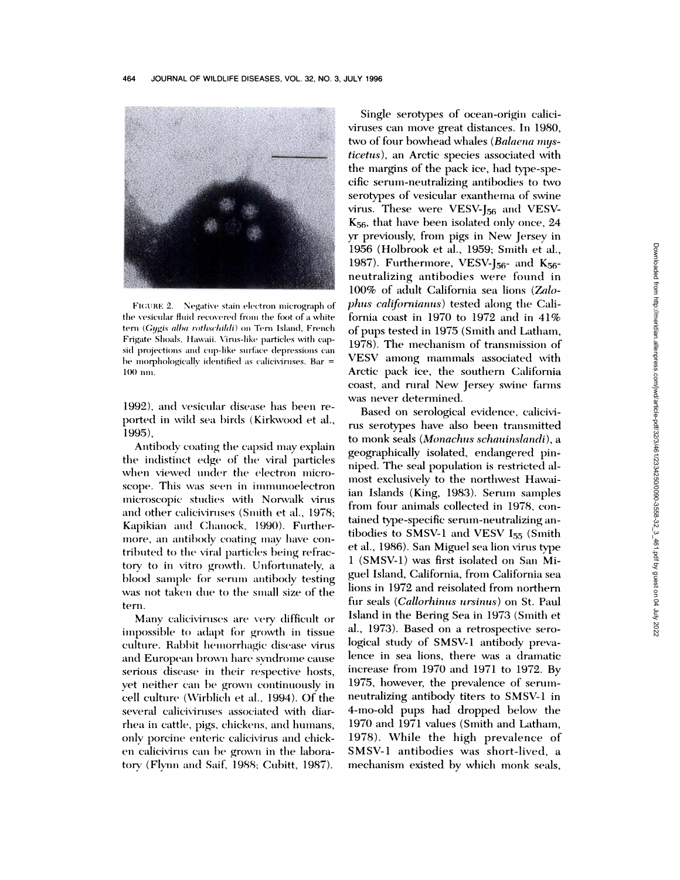FIGURE 2. Negative stain electron micrograph of the vesicular fluid recovered from the foot of a white tern (*Gygis alba rothschildi*) on Tern Island, French Frigate Shoals, Hawaii. Virus-like particles with capsid projections and cup-like surface depressions can be morphologically identified as caliciviruses. Bar = 100 nm.

1992), and vesicular disease has been reported in wild sea birds (Kirkwood et al., 1995).

Antibody coating the capsid may explain the indistinct edge of the viral particles when viewed under the electron microscope. This was seen in immunoelectron microscopic studies with Norwalk virus and other caliciviruses (Smith et al., 1978; Kapikian and Chanock, 1990). Furthermore, an antibody coating may have contributed to the viral particles being refractory to in vitro growth. Unfortunately, a blood sample for serum antibody testing was not taken due to the small size of the tern.

Many caliciviruses are very difficult or impossible to adapt for growth in tissue culture. Rabbit hemorrhagic disease virus and European brown hare syndrome cause serious disease in their respective hosts, yet neither can be grown continuously in cell culture (Wirblich et al., 1994). Of the several caliciviruses associated with diarrhea in cattle, pigs, chickens, and humans, only porcine enteric calicivirus and chicken calicivirus can be grown in the laboratory (Flynn and Saif, 1988; Cubitt, 1987).

Single serotypes of ocean-origin caliciviruses can move great distances. In 1980, two of four bowhead whales (*Balaena mysticetus*), an Arctic species associated with the margins of the pack ice, had type-specific serum-neutralizing antibodies to two serotypes of vesicular exanthema of swine virus. These were VESV-$J_{56}$ and VESV-$K_{56}$, that have been isolated only once, 24 yr previously, from pigs in New Jersey in 1956 (Holbrook et al., 1959; Smith et al., 1987). Furthermore, VESV-$J_{56}$- and $K_{56}$-neutralizing antibodies were found in 100% of adult California sea lions (*Zalophus californianus*) tested along the California coast in 1970 to 1972 and in 41% of pups tested in 1975 (Smith and Latham, 1978). The mechanism of transmission of VESV among mammals associated with Arctic pack ice, the southern California coast, and rural New Jersey swine farms was never determined.

Based on serological evidence, calicivirus serotypes have also been transmitted to monk seals (*Monachus schauinslandi*), a geographically isolated, endangered pinniped. The seal population is restricted almost exclusively to the northwest Hawaiian Islands (King, 1983). Serum samples from four animals collected in 1978, contained type-specific serum-neutralizing antibodies to SMSV-1 and VESV $I_{55}$ (Smith et al., 1986). San Miguel sea lion virus type 1 (SMSV-1) was first isolated on San Miguel Island, California, from California sea lions in 1972 and reisolated from northern fur seals (*Callorhinus ursinus*) on St. Paul Island in the Bering Sea in 1973 (Smith et al., 1973). Based on a retrospective serological study of SMSV-1 antibody prevalence in sea lions, there was a dramatic increase from 1970 and 1971 to 1972. By 1975, however, the prevalence of serum-neutralizing antibody titers to SMSV-1 in 4-mo-old pups had dropped below the 1970 and 1971 values (Smith and Latham, 1978). While the high prevalence of SMSV-1 antibodies was short-lived, a mechanism existed by which monk seals,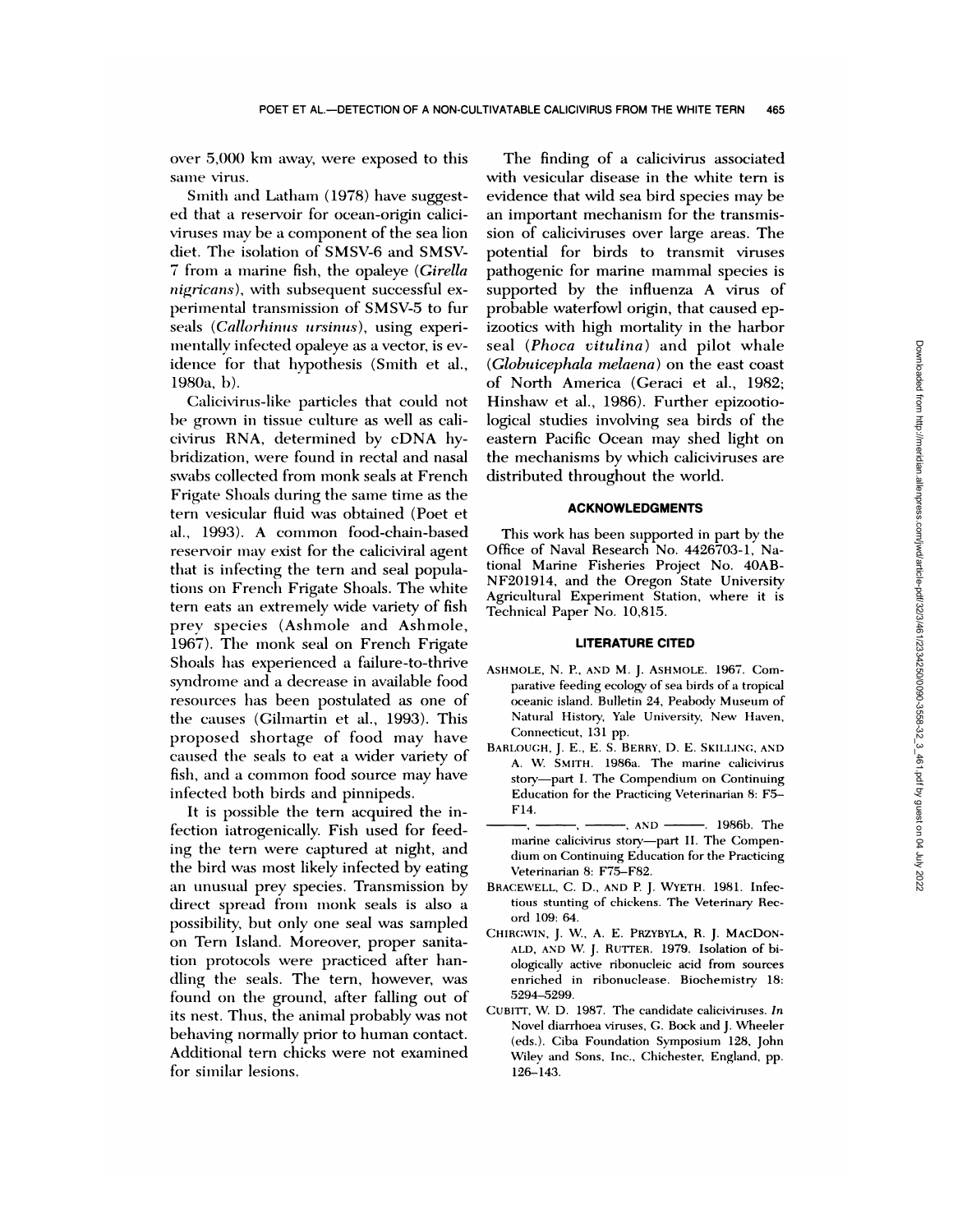over 5,000 km away, were exposed to this same virus.

Smith and Latham (1978) have suggested that a reservoir for ocean-origin caliciviruses may be a component of the sea lion diet. The isolation of SMSV-6 and SMSV-7 from a marine fish, the opaleye (*Girella nigricans*), with subsequent successful experimental transmission of SMSV-5 to fur seals (*Callorhinus ursinus*), using experimentally infected opaleye as a vector, is evidence for that hypothesis (Smith et al., 1980a, b).

Calicivirus-like particles that could not be grown in tissue culture as well as calicivirus RNA, determined by cDNA hybridization, were found in rectal and nasal swabs collected from monk seals at French Frigate Shoals during the same time as the tern vesicular fluid was obtained (Poet et al., 1993). A common food-chain-based reservoir may exist for the caliciviral agent that is infecting the tern and seal populations on French Frigate Shoals. The white tern eats an extremely wide variety of fish prey species (Ashmole and Ashmole, 1967). The monk seal on French Frigate Shoals has experienced a failure-to-thrive syndrome and a decrease in available food resources has been postulated as one of the causes (Gilmartin et al., 1993). This proposed shortage of food may have caused the seals to eat a wider variety of fish, and a common food source may have infected both birds and pinnipeds.

It is possible the tern acquired the infection iatrogenically. Fish used for feeding the tern were captured at night, and the bird was most likely infected by eating an unusual prey species. Transmission by direct spread from monk seals is also a possibility, but only one seal was sampled on Tern Island. Moreover, proper sanitation protocols were practiced after handling the seals. The tern, however, was found on the ground, after falling out of its nest. Thus, the animal probably was not behaving normally prior to human contact. Additional tern chicks were not examined for similar lesions.

The finding of a calicivirus associated with vesicular disease in the white tern is evidence that wild sea bird species may be an important mechanism for the transmission of caliciviruses over large areas. The potential for birds to transmit viruses pathogenic for marine mammal species is supported by the influenza A virus of probable waterfowl origin, that caused epizootics with high mortality in the harbor seal (*Phoca vitulina*) and pilot whale (*Globuicephala melaena*) on the east coast of North America (Geraci et al., 1982; Hinshaw et al., 1986). Further epizootiological studies involving sea birds of the eastern Pacific Ocean may shed light on the mechanisms by which caliciviruses are distributed throughout the world.

## ACKNOWLEDGMENTS

This work has been supported in part by the Office of Naval Research No. 4426703-1, National Marine Fisheries Project No. 40ABNF201914, and the Oregon State University Agricultural Experiment Station, where it is Technical Paper No. 10,815.

## LITERATURE CITED

ASHMOLE, N. P., AND M. J. ASHMOLE. 1967. Comparative feeding ecology of sea birds of a tropical oceanic island. Bulletin 24, Peabody Museum of Natural History, Yale University, New Haven, Connecticut, 131 pp.

BARLOUGH, J. E., E. S. BERRY, D. E. SKILLING, AND A. W. SMITH. 1986a. The marine calicivirus story—part I. The Compendium on Continuing Education for the Practicing Veterinarian 8: F5–F14.

———, ———, ———, AND ———. 1986b. The marine calicivirus story—part II. The Compendium on Continuing Education for the Practicing Veterinarian 8: F75–F82.

BRACEWELL, C. D., AND P. J. WYETH. 1981. Infectious stunting of chickens. The Veterinary Record 109: 64.

CHIRGWIN, J. W., A. E. PRZYBYLA, R. J. MACDONALD, AND W. J. RUTTER. 1979. Isolation of biologically active ribonucleic acid from sources enriched in ribonuclease. Biochemistry 18: 5294–5299.

CUBITT, W. D. 1987. The candidate caliciviruses. *In* Novel diarrhoea viruses, G. Bock and J. Wheeler (eds.). Ciba Foundation Symposium 128, John Wiley and Sons, Inc., Chichester, England, pp. 126–143.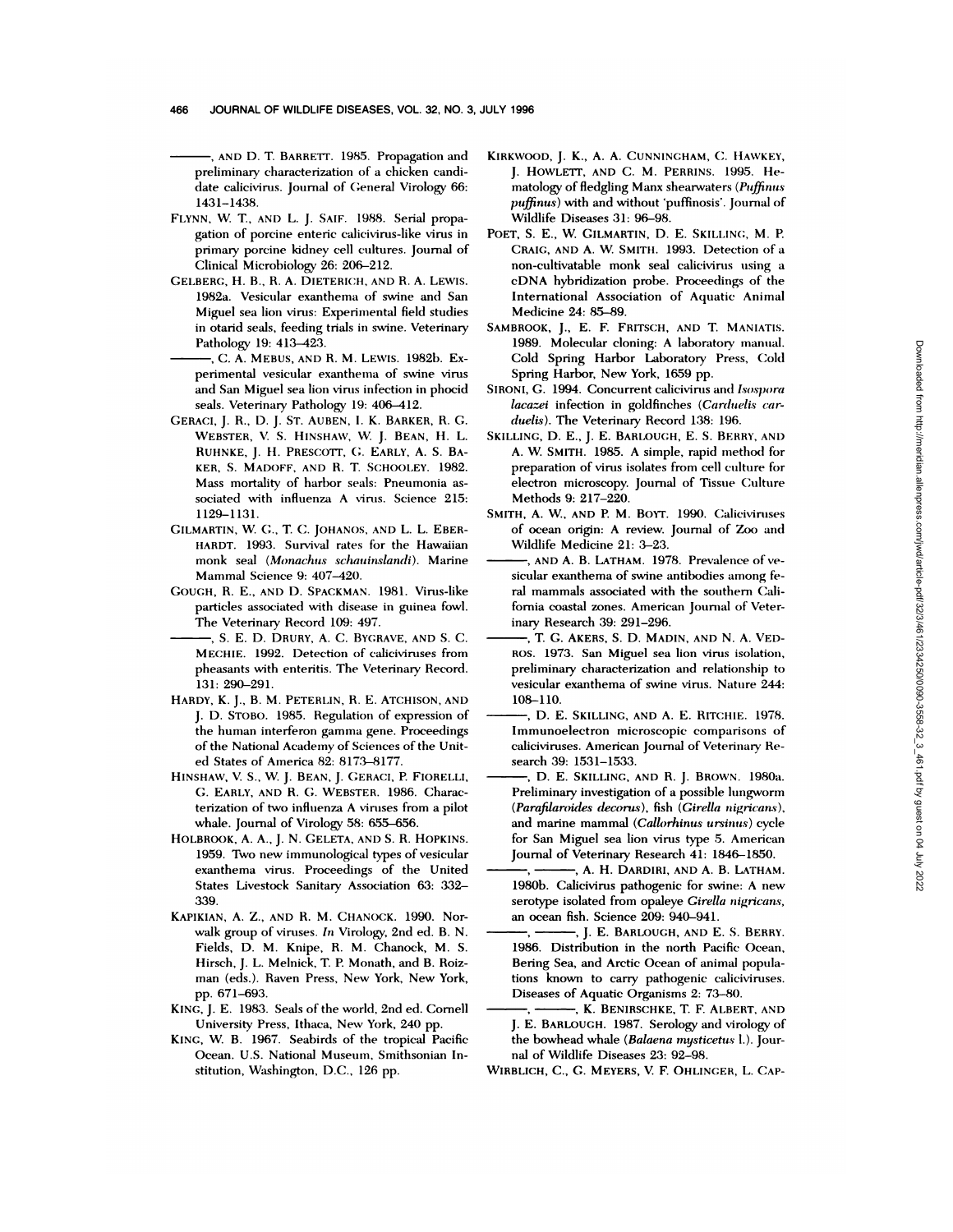———, AND D. T. BARRETT. 1985. Propagation and preliminary characterization of a chicken candidate calicivirus. Journal of General Virology 66: 1431–1438.

FLYNN, W. T., AND L. J. SAIF. 1988. Serial propagation of porcine enteric calicivirus-like virus in primary porcine kidney cell cultures. Journal of Clinical Microbiology 26: 206–212.

GELBERG, H. B., R. A. DIETERICH, AND R. A. LEWIS. 1982a. Vesicular exanthema of swine and San Miguel sea lion virus: Experimental field studies in otarid seals, feeding trials in swine. Veterinary Pathology 19: 413–423.

———, C. A. MEBUS, AND R. M. LEWIS. 1982b. Experimental vesicular exanthema of swine virus and San Miguel sea lion virus infection in phocid seals. Veterinary Pathology 19: 406–412.

GERACI, J. R., D. J. ST. AUBEN, I. K. BARKER, R. G. WEBSTER, V. S. HINSHAW, W. J. BEAN, H. L. RUHNKE, J. H. PRESCOTT, G. EARLY, A. S. BAKER, S. MADOFF, AND R. T. SCHOOLEY. 1982. Mass mortality of harbor seals: Pneumonia associated with influenza A virus. Science 215: 1129–1131.

GILMARTIN, W. G., T. C. JOHANOS, AND L. L. EBERHARDT. 1993. Survival rates for the Hawaiian monk seal (*Monachus schauinslandi*). Marine Mammal Science 9: 407–420.

GOUGH, R. E., AND D. SPACKMAN. 1981. Virus-like particles associated with disease in guinea fowl. The Veterinary Record 109: 497.

———, S. E. D. DRURY, A. C. BYGRAVE, AND S. C. MECHIE. 1992. Detection of caliciviruses from pheasants with enteritis. The Veterinary Record. 131: 290–291.

HARDY, K. J., B. M. PETERLIN, R. E. ATCHISON, AND J. D. STOBO. 1985. Regulation of expression of the human interferon gamma gene. Proceedings of the National Academy of Sciences of the United States of America 82: 8173–8177.

HINSHAW, V. S., W. J. BEAN, J. GERACI, P. FIORELLI, G. EARLY, AND R. G. WEBSTER. 1986. Characterization of two influenza A viruses from a pilot whale. Journal of Virology 58: 655–656.

HOLBROOK, A. A., J. N. GELETA, AND S. R. HOPKINS. 1959. Two new immunological types of vesicular exanthema virus. Proceedings of the United States Livestock Sanitary Association 63: 332–339.

KAPIKIAN, A. Z., AND R. M. CHANOCK. 1990. Norwalk group of viruses. *In* Virology, 2nd ed. B. N. Fields, D. M. Knipe, R. M. Chanock, M. S. Hirsch, J. L. Melnick, T. P. Monath, and B. Roizman (eds.). Raven Press, New York, New York, pp. 671–693.

KING, J. E. 1983. Seals of the world, 2nd ed. Cornell University Press, Ithaca, New York, 240 pp.

KING, W. B. 1967. Seabirds of the tropical Pacific Ocean. U.S. National Museum, Smithsonian Institution, Washington, D.C., 126 pp.

KIRKWOOD, J. K., A. A. CUNNINGHAM, C. HAWKEY, J. HOWLETT, AND C. M. PERRINS. 1995. Hematology of fledgling Manx shearwaters (*Puffinus puffinus*) with and without 'puffinosis'. Journal of Wildlife Diseases 31: 96–98.

POET, S. E., W. GILMARTIN, D. E. SKILLING, M. P. CRAIG, AND A. W. SMITH. 1993. Detection of a non-cultivatable monk seal calicivirus using a cDNA hybridization probe. Proceedings of the International Association of Aquatic Animal Medicine 24: 85–89.

SAMBROOK, J., E. F. FRITSCH, AND T. MANIATIS. 1989. Molecular cloning: A laboratory manual. Cold Spring Harbor Laboratory Press, Cold Spring Harbor, New York, 1659 pp.

SIRONI, G. 1994. Concurrent calicivirus and *Isospora lacazei* infection in goldfinches (*Carduelis carduelis*). The Veterinary Record 138: 196.

SKILLING, D. E., J. E. BARLOUGH, E. S. BERRY, AND A. W. SMITH. 1985. A simple, rapid method for preparation of virus isolates from cell culture for electron microscopy. Journal of Tissue Culture Methods 9: 217–220.

SMITH, A. W., AND P. M. BOYT. 1990. Caliciviruses of ocean origin: A review. Journal of Zoo and Wildlife Medicine 21: 3–23.

———, AND A. B. LATHAM. 1978. Prevalence of vesicular exanthema of swine antibodies among feral mammals associated with the southern California coastal zones. American Journal of Veterinary Research 39: 291–296.

———, T. G. AKERS, S. D. MADIN, AND N. A. VEDROS. 1973. San Miguel sea lion virus isolation, preliminary characterization and relationship to vesicular exanthema of swine virus. Nature 244: 108–110.

———, D. E. SKILLING, AND A. E. RITCHIE. 1978. Immunoelectron microscopic comparisons of caliciviruses. American Journal of Veterinary Research 39: 1531–1533.

———, D. E. SKILLING, AND R. J. BROWN. 1980a. Preliminary investigation of a possible lungworm (*Parafilaroides decorus*), fish (*Girella nigricans*), and marine mammal (*Callorhinus ursinus*) cycle for San Miguel sea lion virus type 5. American Journal of Veterinary Research 41: 1846–1850.

———, ———, A. H. DARDIRI, AND A. B. LATHAM. 1980b. Calicivirus pathogenic for swine: A new serotype isolated from opaleye *Girella nigricans*, an ocean fish. Science 209: 940–941.

———, ———, J. E. BARLOUGH, AND E. S. BERRY. 1986. Distribution in the north Pacific Ocean, Bering Sea, and Arctic Ocean of animal populations known to carry pathogenic caliciviruses. Diseases of Aquatic Organisms 2: 73–80.

———, ———, K. BENIRSCHKE, T. F. ALBERT, AND J. E. BARLOUGH. 1987. Serology and virology of the bowhead whale (*Balaena mysticetus* L.). Journal of Wildlife Diseases 23: 92–98.

WIRBLICH, C., G. MEYERS, V. F. OHLINGER, L. CAP-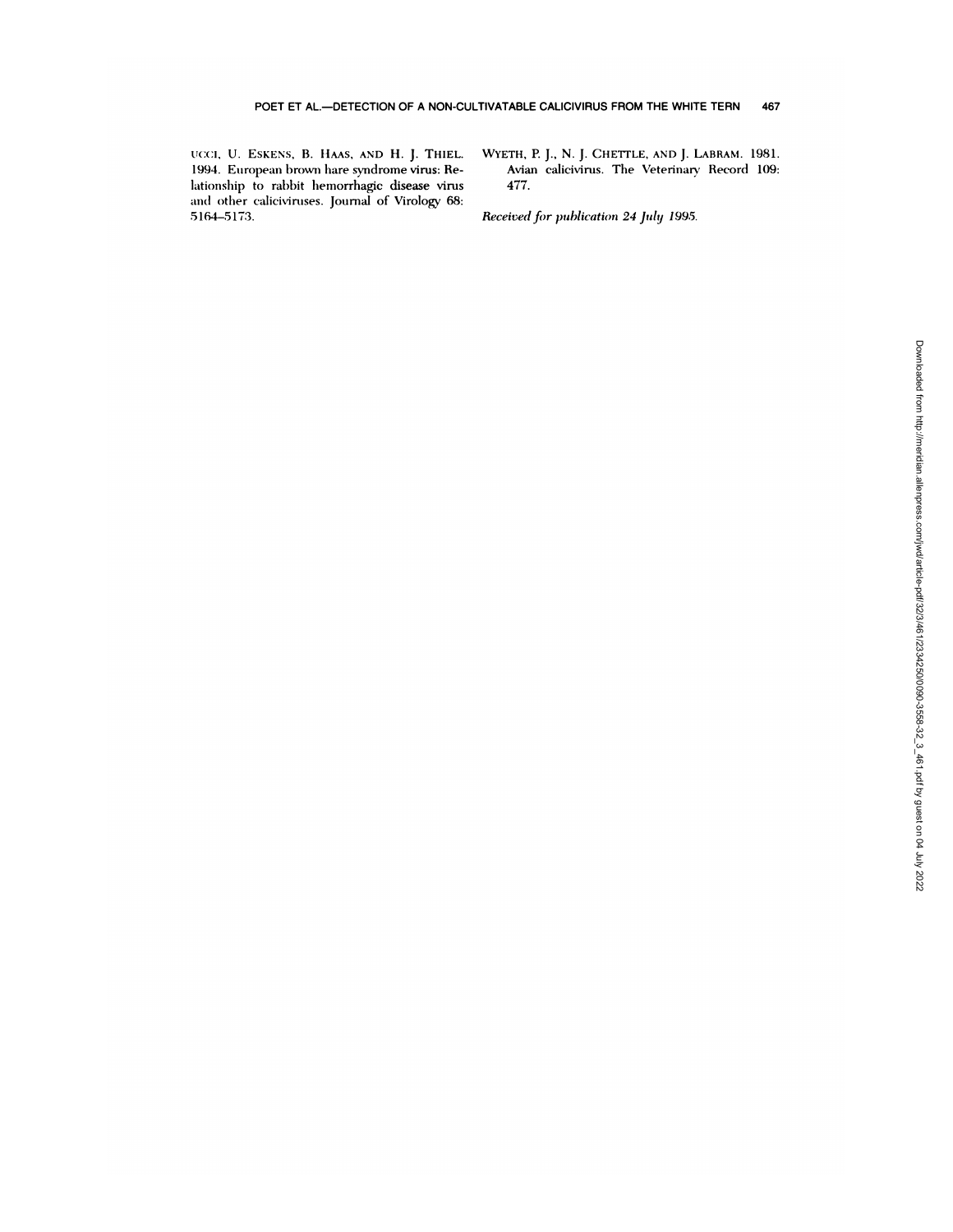UCCI, U. ESKENS, B. HAAS, AND H. J. THIEL. 1994. European brown hare syndrome virus: Relationship to rabbit hemorrhagic disease virus and other caliciviruses. Journal of Virology 68: 5164–5173.

WYETH, P. J., N. J. CHETTLE, AND J. LABRAM. 1981. Avian calicivirus. The Veterinary Record 109: 477.

*Received for publication 24 July 1995.*